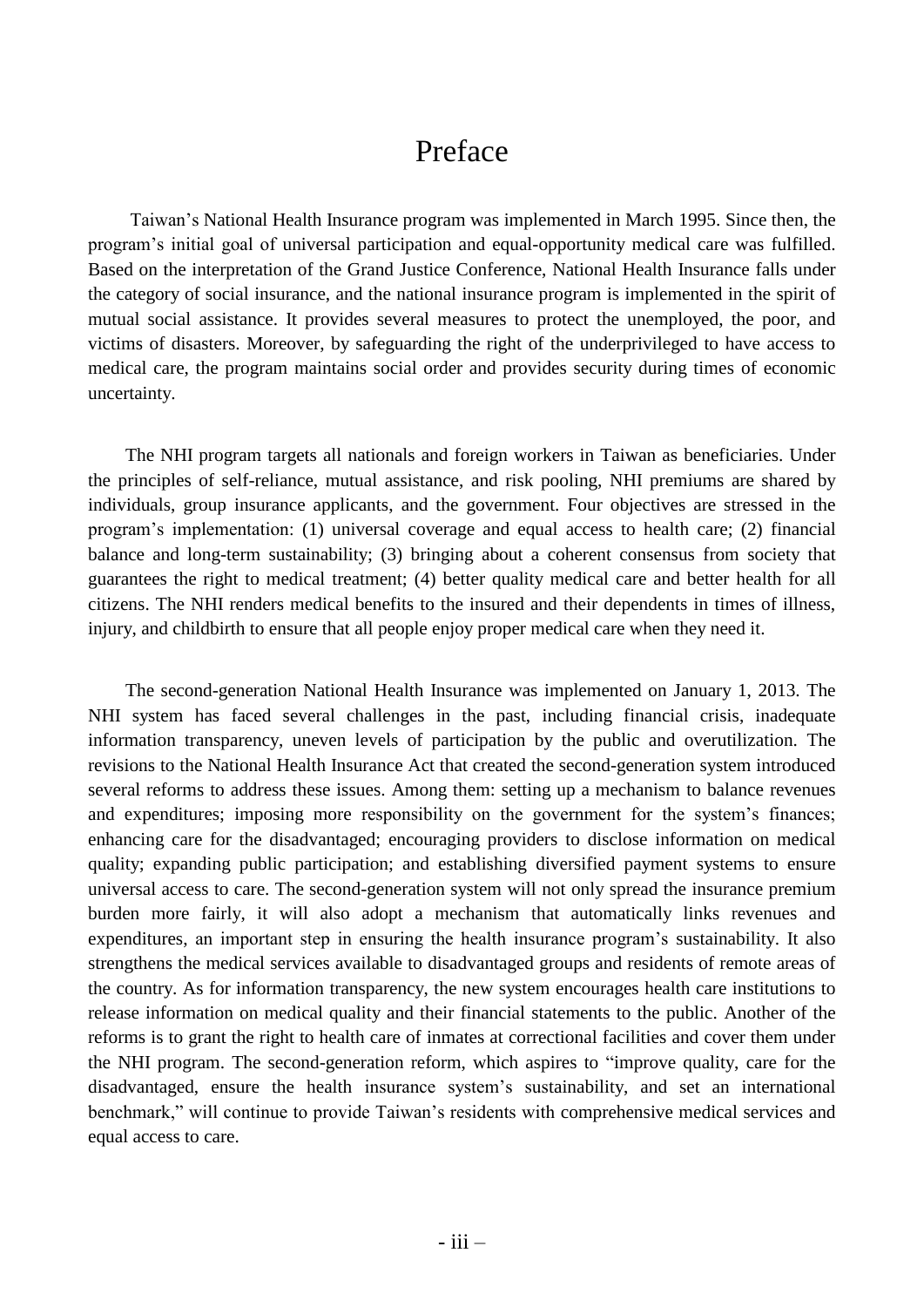# Preface

Taiwan's National Health Insurance program was implemented in March 1995. Since then, the program's initial goal of universal participation and equal-opportunity medical care was fulfilled. Based on the interpretation of the Grand Justice Conference, National Health Insurance falls under the category of social insurance, and the national insurance program is implemented in the spirit of mutual social assistance. It provides several measures to protect the unemployed, the poor, and victims of disasters. Moreover, by safeguarding the right of the underprivileged to have access to medical care, the program maintains social order and provides security during times of economic uncertainty.

The NHI program targets all nationals and foreign workers in Taiwan as beneficiaries. Under the principles of self-reliance, mutual assistance, and risk pooling, NHI premiums are shared by individuals, group insurance applicants, and the government. Four objectives are stressed in the program's implementation: (1) universal coverage and equal access to health care; (2) financial balance and long-term sustainability; (3) bringing about a coherent consensus from society that guarantees the right to medical treatment; (4) better quality medical care and better health for all citizens. The NHI renders medical benefits to the insured and their dependents in times of illness, injury, and childbirth to ensure that all people enjoy proper medical care when they need it.

The second-generation National Health Insurance was implemented on January 1, 2013. The NHI system has faced several challenges in the past, including financial crisis, inadequate information transparency, uneven levels of participation by the public and overutilization. The revisions to the National Health Insurance Act that created the second-generation system introduced several reforms to address these issues. Among them: setting up a mechanism to balance revenues and expenditures; imposing more responsibility on the government for the system's finances; enhancing care for the disadvantaged; encouraging providers to disclose information on medical quality; expanding public participation; and establishing diversified payment systems to ensure universal access to care. The second-generation system will not only spread the insurance premium burden more fairly, it will also adopt a mechanism that automatically links revenues and expenditures, an important step in ensuring the health insurance program's sustainability. It also strengthens the medical services available to disadvantaged groups and residents of remote areas of the country. As for information transparency, the new system encourages health care institutions to release information on medical quality and their financial statements to the public. Another of the reforms is to grant the right to health care of inmates at correctional facilities and cover them under the NHI program. The second-generation reform, which aspires to "improve quality, care for the disadvantaged, ensure the health insurance system's sustainability, and set an international benchmark," will continue to provide Taiwan's residents with comprehensive medical services and equal access to care.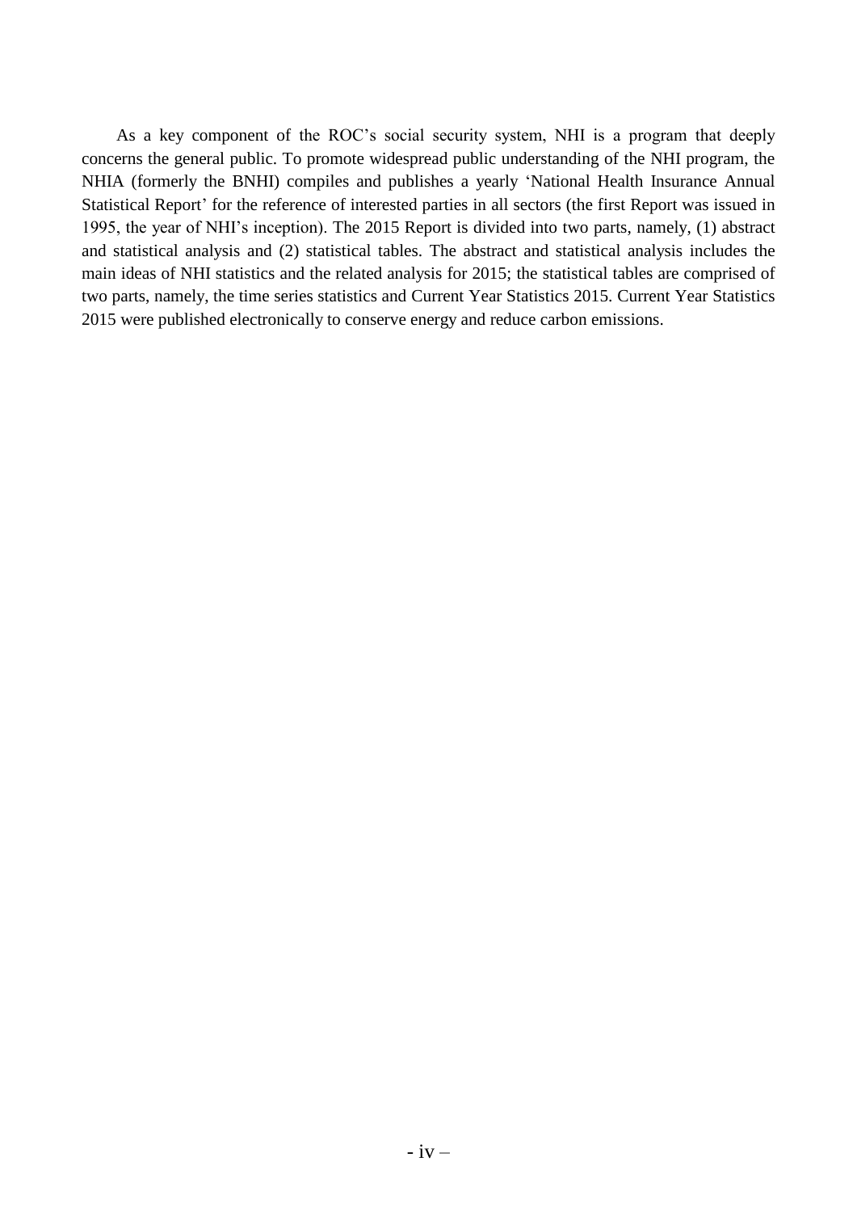As a key component of the ROC's social security system, NHI is a program that deeply concerns the general public. To promote widespread public understanding of the NHI program, the NHIA (formerly the BNHI) compiles and publishes a yearly 'National Health Insurance Annual Statistical Report' for the reference of interested parties in all sectors (the first Report was issued in 1995, the year of NHI's inception). The 2015 Report is divided into two parts, namely, (1) abstract and statistical analysis and (2) statistical tables. The abstract and statistical analysis includes the main ideas of NHI statistics and the related analysis for 2015; the statistical tables are comprised of two parts, namely, the time series statistics and Current Year Statistics 2015. Current Year Statistics 2015 were published electronically to conserve energy and reduce carbon emissions.